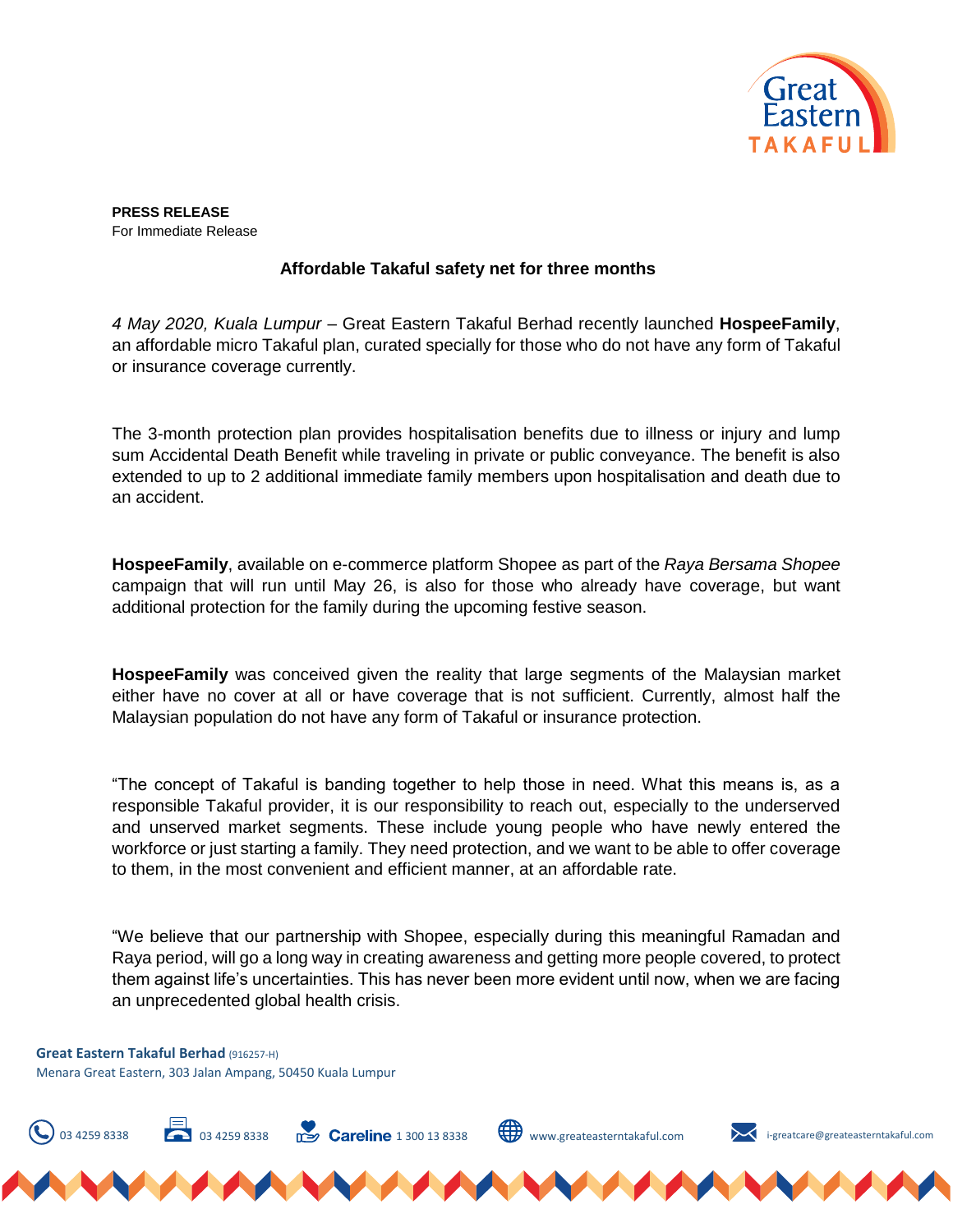**PRESS RELEASE**
For Immediate Release

## Affordable Takaful safety net for three months

*4 May 2020, Kuala Lumpur* – Great Eastern Takaful Berhad recently launched **HospeeFamily**, an affordable micro Takaful plan, curated specially for those who do not have any form of Takaful or insurance coverage currently.

The 3-month protection plan provides hospitalisation benefits due to illness or injury and lump sum Accidental Death Benefit while traveling in private or public conveyance. The benefit is also extended to up to 2 additional immediate family members upon hospitalisation and death due to an accident.

**HospeeFamily**, available on e-commerce platform Shopee as part of the *Raya Bersama Shopee* campaign that will run until May 26, is also for those who already have coverage, but want additional protection for the family during the upcoming festive season.

**HospeeFamily** was conceived given the reality that large segments of the Malaysian market either have no cover at all or have coverage that is not sufficient. Currently, almost half the Malaysian population do not have any form of Takaful or insurance protection.

"The concept of Takaful is banding together to help those in need. What this means is, as a responsible Takaful provider, it is our responsibility to reach out, especially to the underserved and unserved market segments. These include young people who have newly entered the workforce or just starting a family. They need protection, and we want to be able to offer coverage to them, in the most convenient and efficient manner, at an affordable rate.

"We believe that our partnership with Shopee, especially during this meaningful Ramadan and Raya period, will go a long way in creating awareness and getting more people covered, to protect them against life's uncertainties. This has never been more evident until now, when we are facing an unprecedented global health crisis.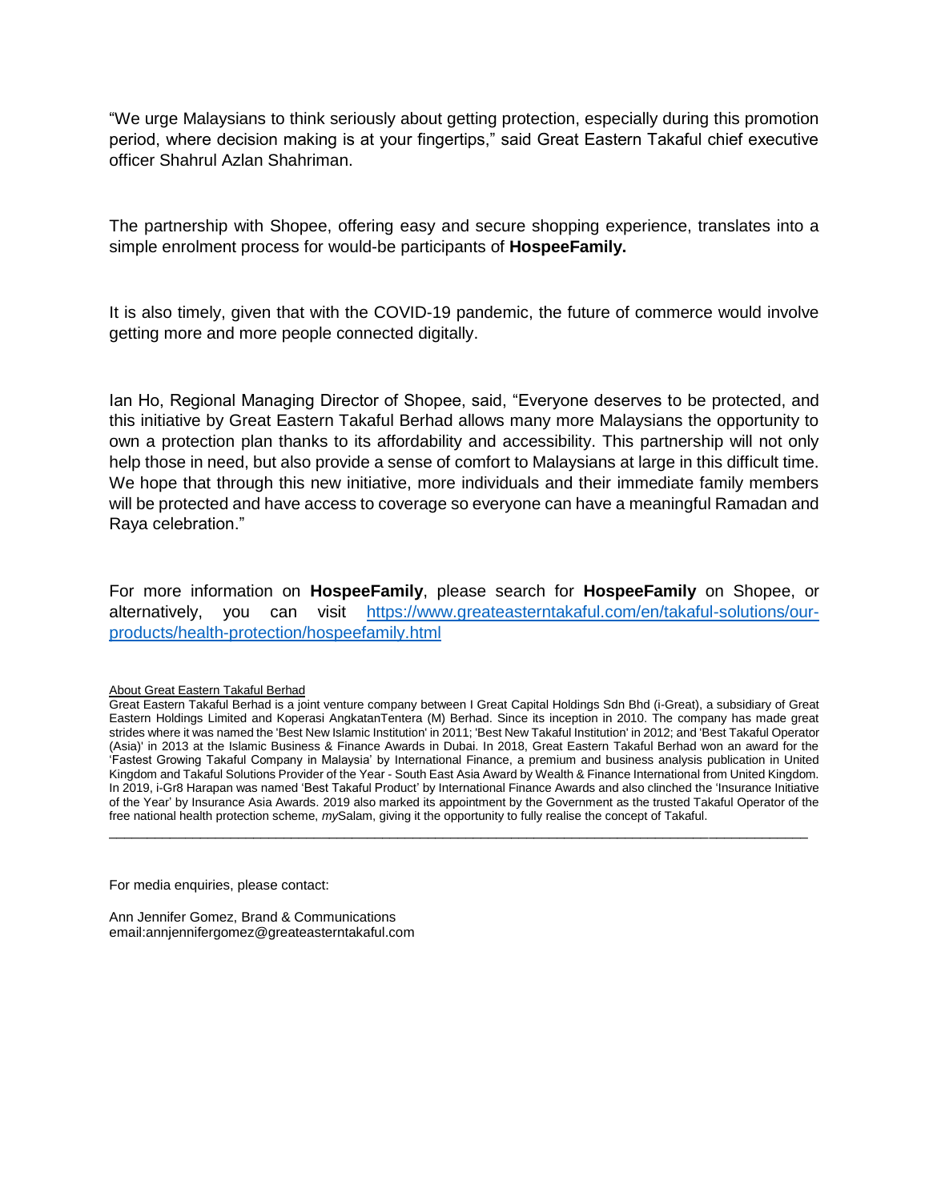"We urge Malaysians to think seriously about getting protection, especially during this promotion period, where decision making is at your fingertips," said Great Eastern Takaful chief executive officer Shahrul Azlan Shahriman.

The partnership with Shopee, offering easy and secure shopping experience, translates into a simple enrolment process for would-be participants of **HospeeFamily.**

It is also timely, given that with the COVID-19 pandemic, the future of commerce would involve getting more and more people connected digitally.

Ian Ho, Regional Managing Director of Shopee, said, "Everyone deserves to be protected, and this initiative by Great Eastern Takaful Berhad allows many more Malaysians the opportunity to own a protection plan thanks to its affordability and accessibility. This partnership will not only help those in need, but also provide a sense of comfort to Malaysians at large in this difficult time. We hope that through this new initiative, more individuals and their immediate family members will be protected and have access to coverage so everyone can have a meaningful Ramadan and Raya celebration."

For more information on **HospeeFamily**, please search for **HospeeFamily** on Shopee, or alternatively, you can visit [https://www.greateasterntakaful.com/en/takaful-solutions/our-products/health-protection/hospeefamily.html](https://www.greateasterntakaful.com/en/takaful-solutions/our-products/health-protection/hospeefamily.html)

About Great Eastern Takaful Berhad

Great Eastern Takaful Berhad is a joint venture company between I Great Capital Holdings Sdn Bhd (i-Great), a subsidiary of Great Eastern Holdings Limited and Koperasi AngkatanTentera (M) Berhad. Since its inception in 2010. The company has made great strides where it was named the 'Best New Islamic Institution' in 2011; 'Best New Takaful Institution' in 2012; and 'Best Takaful Operator (Asia)' in 2013 at the Islamic Business & Finance Awards in Dubai. In 2018, Great Eastern Takaful Berhad won an award for the 'Fastest Growing Takaful Company in Malaysia' by International Finance, a premium and business analysis publication in United Kingdom and Takaful Solutions Provider of the Year - South East Asia Award by Wealth & Finance International from United Kingdom. In 2019, i-Gr8 Harapan was named 'Best Takaful Product' by International Finance Awards and also clinched the 'Insurance Initiative of the Year' by Insurance Asia Awards. 2019 also marked its appointment by the Government as the trusted Takaful Operator of the free national health protection scheme, *my*Salam, giving it the opportunity to fully realise the concept of Takaful.

---

For media enquiries, please contact:

Ann Jennifer Gomez, Brand & Communications
email:annjennifergomez@greateasterntakaful.com